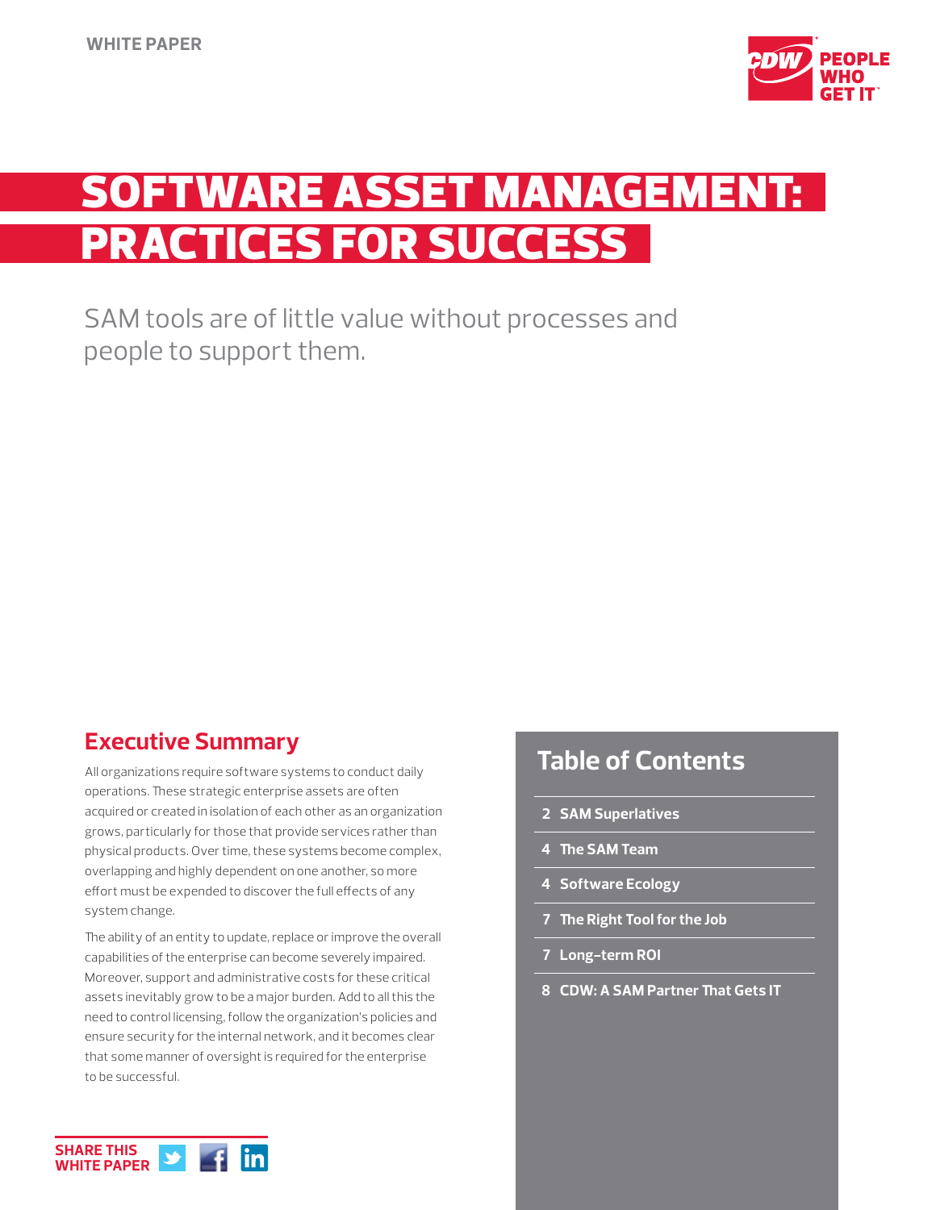WHITE PAPER

# SOFTWARE ASSET MANAGEMENT: PRACTICES FOR SUCCESS

SAM tools are of little value without processes and people to support them.

## Executive Summary

All organizations require software systems to conduct daily operations. These strategic enterprise assets are often acquired or created in isolation of each other as an organization grows, particularly for those that provide services rather than physical products. Over time, these systems become complex, overlapping and highly dependent on one another, so more effort must be expended to discover the full effects of any system change.

The ability of an entity to update, replace or improve the overall capabilities of the enterprise can become severely impaired. Moreover, support and administrative costs for these critical assets inevitably grow to be a major burden. Add to all this the need to control licensing, follow the organization's policies and ensure security for the internal network, and it becomes clear that some manner of oversight is required for the enterprise to be successful.

## Table of Contents

- 2 SAM Superlatives
- 4 The SAM Team
- 4 Software Ecology
- 7 The Right Tool for the Job
- 7 Long-term ROI
- 8 CDW: A SAM Partner That Gets IT

SHARE THIS WHITE PAPER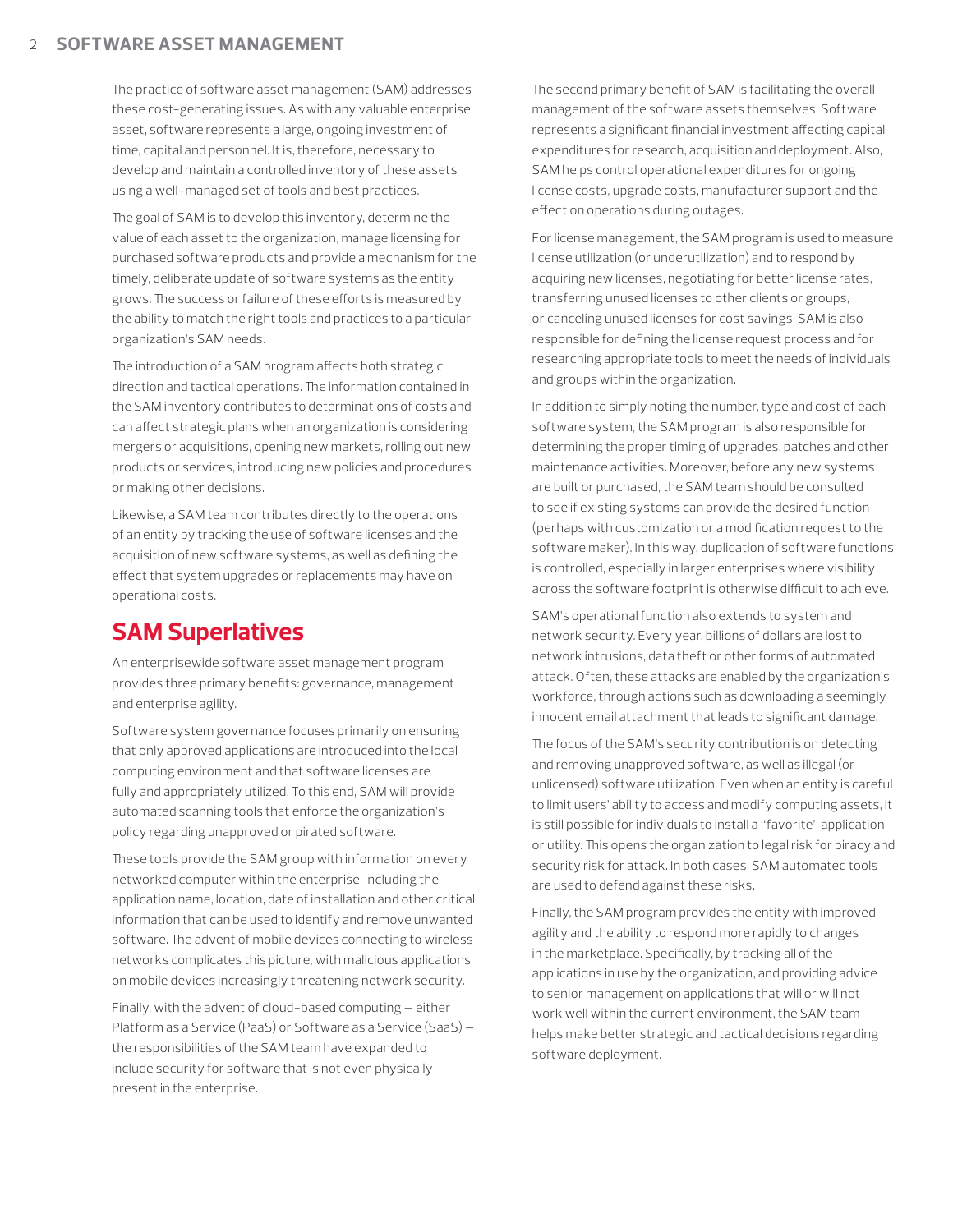The practice of software asset management (SAM) addresses these cost-generating issues. As with any valuable enterprise asset, software represents a large, ongoing investment of time, capital and personnel. It is, therefore, necessary to develop and maintain a controlled inventory of these assets using a well-managed set of tools and best practices.

The goal of SAM is to develop this inventory, determine the value of each asset to the organization, manage licensing for purchased software products and provide a mechanism for the timely, deliberate update of software systems as the entity grows. The success or failure of these efforts is measured by the ability to match the right tools and practices to a particular organization's SAM needs.

The introduction of a SAM program affects both strategic direction and tactical operations. The information contained in the SAM inventory contributes to determinations of costs and can affect strategic plans when an organization is considering mergers or acquisitions, opening new markets, rolling out new products or services, introducing new policies and procedures or making other decisions.

Likewise, a SAM team contributes directly to the operations of an entity by tracking the use of software licenses and the acquisition of new software systems, as well as defining the effect that system upgrades or replacements may have on operational costs.

## SAM Superlatives

An enterprisewide software asset management program provides three primary benefits: governance, management and enterprise agility.

Software system governance focuses primarily on ensuring that only approved applications are introduced into the local computing environment and that software licenses are fully and appropriately utilized. To this end, SAM will provide automated scanning tools that enforce the organization's policy regarding unapproved or pirated software.

These tools provide the SAM group with information on every networked computer within the enterprise, including the application name, location, date of installation and other critical information that can be used to identify and remove unwanted software. The advent of mobile devices connecting to wireless networks complicates this picture, with malicious applications on mobile devices increasingly threatening network security.

Finally, with the advent of cloud-based computing — either Platform as a Service (PaaS) or Software as a Service (SaaS) — the responsibilities of the SAM team have expanded to include security for software that is not even physically present in the enterprise.

The second primary benefit of SAM is facilitating the overall management of the software assets themselves. Software represents a significant financial investment affecting capital expenditures for research, acquisition and deployment. Also, SAM helps control operational expenditures for ongoing license costs, upgrade costs, manufacturer support and the effect on operations during outages.

For license management, the SAM program is used to measure license utilization (or underutilization) and to respond by acquiring new licenses, negotiating for better license rates, transferring unused licenses to other clients or groups, or canceling unused licenses for cost savings. SAM is also responsible for defining the license request process and for researching appropriate tools to meet the needs of individuals and groups within the organization.

In addition to simply noting the number, type and cost of each software system, the SAM program is also responsible for determining the proper timing of upgrades, patches and other maintenance activities. Moreover, before any new systems are built or purchased, the SAM team should be consulted to see if existing systems can provide the desired function (perhaps with customization or a modification request to the software maker). In this way, duplication of software functions is controlled, especially in larger enterprises where visibility across the software footprint is otherwise difficult to achieve.

SAM's operational function also extends to system and network security. Every year, billions of dollars are lost to network intrusions, data theft or other forms of automated attack. Often, these attacks are enabled by the organization's workforce, through actions such as downloading a seemingly innocent email attachment that leads to significant damage.

The focus of the SAM's security contribution is on detecting and removing unapproved software, as well as illegal (or unlicensed) software utilization. Even when an entity is careful to limit users' ability to access and modify computing assets, it is still possible for individuals to install a "favorite" application or utility. This opens the organization to legal risk for piracy and security risk for attack. In both cases, SAM automated tools are used to defend against these risks.

Finally, the SAM program provides the entity with improved agility and the ability to respond more rapidly to changes in the marketplace. Specifically, by tracking all of the applications in use by the organization, and providing advice to senior management on applications that will or will not work well within the current environment, the SAM team helps make better strategic and tactical decisions regarding software deployment.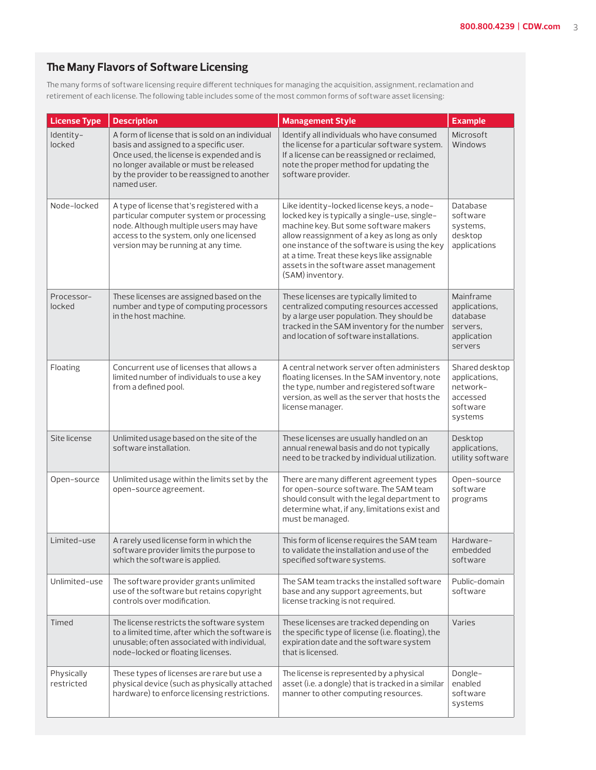## The Many Flavors of Software Licensing

The many forms of software licensing require different techniques for managing the acquisition, assignment, reclamation and retirement of each license. The following table includes some of the most common forms of software asset licensing:

| License Type | Description | Management Style | Example |
|---|---|---|---|
| Identity-locked | A form of license that is sold on an individual basis and assigned to a specific user. Once used, the license is expended and is no longer available or must be released by the provider to be reassigned to another named user. | Identify all individuals who have consumed the license for a particular software system. If a license can be reassigned or reclaimed, note the proper method for updating the software provider. | Microsoft Windows |
| Node-locked | A type of license that's registered with a particular computer system or processing node. Although multiple users may have access to the system, only one licensed version may be running at any time. | Like identity-locked license keys, a node-locked key is typically a single-use, single-machine key. But some software makers allow reassignment of a key as long as only one instance of the software is using the key at a time. Treat these keys like assignable assets in the software asset management (SAM) inventory. | Database software systems, desktop applications |
| Processor-locked | These licenses are assigned based on the number and type of computing processors in the host machine. | These licenses are typically limited to centralized computing resources accessed by a large user population. They should be tracked in the SAM inventory for the number and location of software installations. | Mainframe applications, database servers, application servers |
| Floating | Concurrent use of licenses that allows a limited number of individuals to use a key from a defined pool. | A central network server often administers floating licenses. In the SAM inventory, note the type, number and registered software version, as well as the server that hosts the license manager. | Shared desktop applications, network-accessed software systems |
| Site license | Unlimited usage based on the site of the software installation. | These licenses are usually handled on an annual renewal basis and do not typically need to be tracked by individual utilization. | Desktop applications, utility software |
| Open-source | Unlimited usage within the limits set by the open-source agreement. | There are many different agreement types for open-source software. The SAM team should consult with the legal department to determine what, if any, limitations exist and must be managed. | Open-source software programs |
| Limited-use | A rarely used license form in which the software provider limits the purpose to which the software is applied. | This form of license requires the SAM team to validate the installation and use of the specified software systems. | Hardware-embedded software |
| Unlimited-use | The software provider grants unlimited use of the software but retains copyright controls over modification. | The SAM team tracks the installed software base and any support agreements, but license tracking is not required. | Public-domain software |
| Timed | The license restricts the software system to a limited time, after which the software is unusable; often associated with individual, node-locked or floating licenses. | These licenses are tracked depending on the specific type of license (i.e. floating), the expiration date and the software system that is licensed. | Varies |
| Physically restricted | These types of licenses are rare but use a physical device (such as physically attached hardware) to enforce licensing restrictions. | The license is represented by a physical asset (i.e. a dongle) that is tracked in a similar manner to other computing resources. | Dongle-enabled software systems |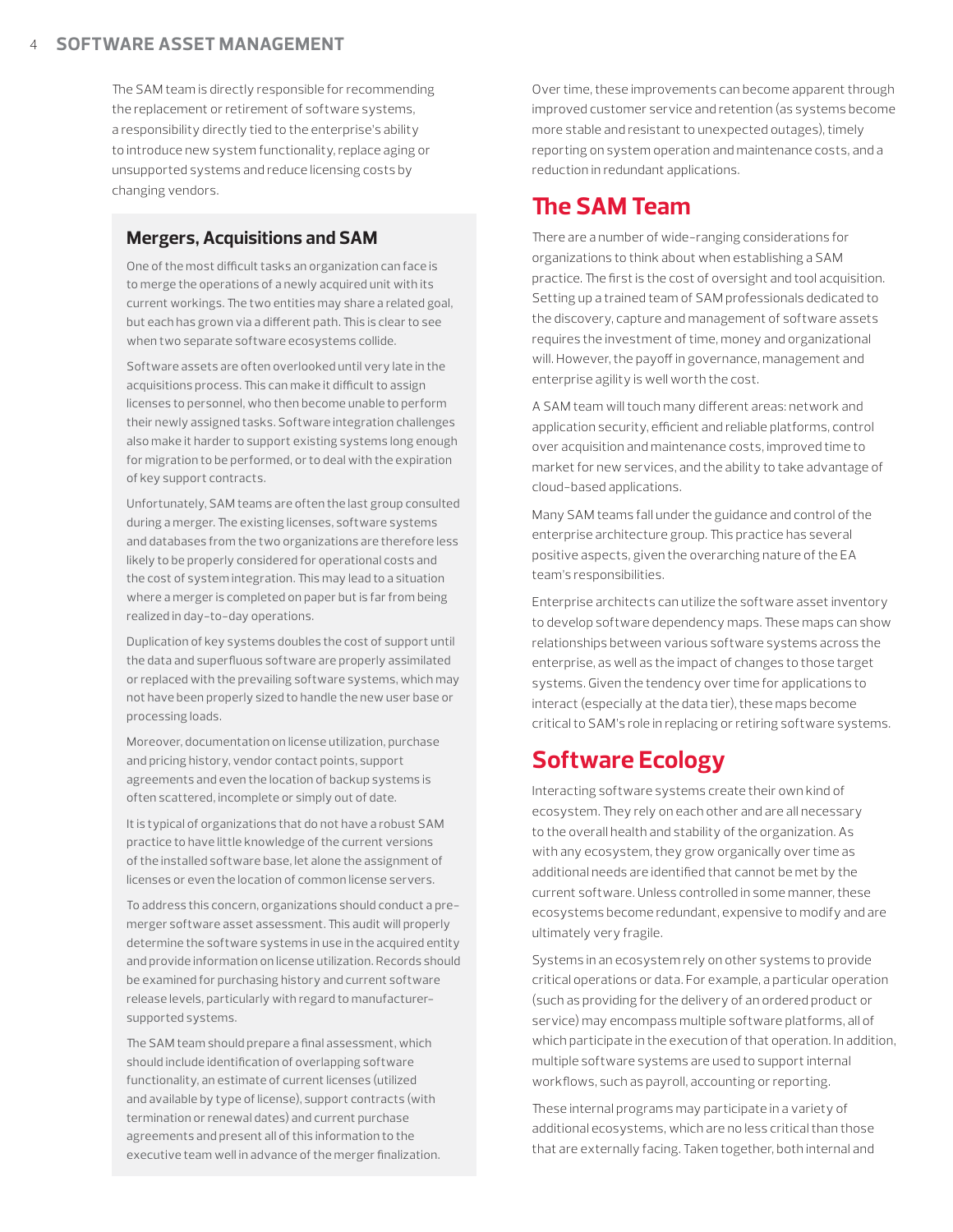The SAM team is directly responsible for recommending the replacement or retirement of software systems, a responsibility directly tied to the enterprise's ability to introduce new system functionality, replace aging or unsupported systems and reduce licensing costs by changing vendors.

### Mergers, Acquisitions and SAM

One of the most difficult tasks an organization can face is to merge the operations of a newly acquired unit with its current workings. The two entities may share a related goal, but each has grown via a different path. This is clear to see when two separate software ecosystems collide.

Software assets are often overlooked until very late in the acquisitions process. This can make it difficult to assign licenses to personnel, who then become unable to perform their newly assigned tasks. Software integration challenges also make it harder to support existing systems long enough for migration to be performed, or to deal with the expiration of key support contracts.

Unfortunately, SAM teams are often the last group consulted during a merger. The existing licenses, software systems and databases from the two organizations are therefore less likely to be properly considered for operational costs and the cost of system integration. This may lead to a situation where a merger is completed on paper but is far from being realized in day-to-day operations.

Duplication of key systems doubles the cost of support until the data and superfluous software are properly assimilated or replaced with the prevailing software systems, which may not have been properly sized to handle the new user base or processing loads.

Moreover, documentation on license utilization, purchase and pricing history, vendor contact points, support agreements and even the location of backup systems is often scattered, incomplete or simply out of date.

It is typical of organizations that do not have a robust SAM practice to have little knowledge of the current versions of the installed software base, let alone the assignment of licenses or even the location of common license servers.

To address this concern, organizations should conduct a pre-merger software asset assessment. This audit will properly determine the software systems in use in the acquired entity and provide information on license utilization. Records should be examined for purchasing history and current software release levels, particularly with regard to manufacturer-supported systems.

The SAM team should prepare a final assessment, which should include identification of overlapping software functionality, an estimate of current licenses (utilized and available by type of license), support contracts (with termination or renewal dates) and current purchase agreements and present all of this information to the executive team well in advance of the merger finalization.

Over time, these improvements can become apparent through improved customer service and retention (as systems become more stable and resistant to unexpected outages), timely reporting on system operation and maintenance costs, and a reduction in redundant applications.

## The SAM Team

There are a number of wide-ranging considerations for organizations to think about when establishing a SAM practice. The first is the cost of oversight and tool acquisition. Setting up a trained team of SAM professionals dedicated to the discovery, capture and management of software assets requires the investment of time, money and organizational will. However, the payoff in governance, management and enterprise agility is well worth the cost.

A SAM team will touch many different areas: network and application security, efficient and reliable platforms, control over acquisition and maintenance costs, improved time to market for new services, and the ability to take advantage of cloud-based applications.

Many SAM teams fall under the guidance and control of the enterprise architecture group. This practice has several positive aspects, given the overarching nature of the EA team's responsibilities.

Enterprise architects can utilize the software asset inventory to develop software dependency maps. These maps can show relationships between various software systems across the enterprise, as well as the impact of changes to those target systems. Given the tendency over time for applications to interact (especially at the data tier), these maps become critical to SAM's role in replacing or retiring software systems.

## Software Ecology

Interacting software systems create their own kind of ecosystem. They rely on each other and are all necessary to the overall health and stability of the organization. As with any ecosystem, they grow organically over time as additional needs are identified that cannot be met by the current software. Unless controlled in some manner, these ecosystems become redundant, expensive to modify and are ultimately very fragile.

Systems in an ecosystem rely on other systems to provide critical operations or data. For example, a particular operation (such as providing for the delivery of an ordered product or service) may encompass multiple software platforms, all of which participate in the execution of that operation. In addition, multiple software systems are used to support internal workflows, such as payroll, accounting or reporting.

These internal programs may participate in a variety of additional ecosystems, which are no less critical than those that are externally facing. Taken together, both internal and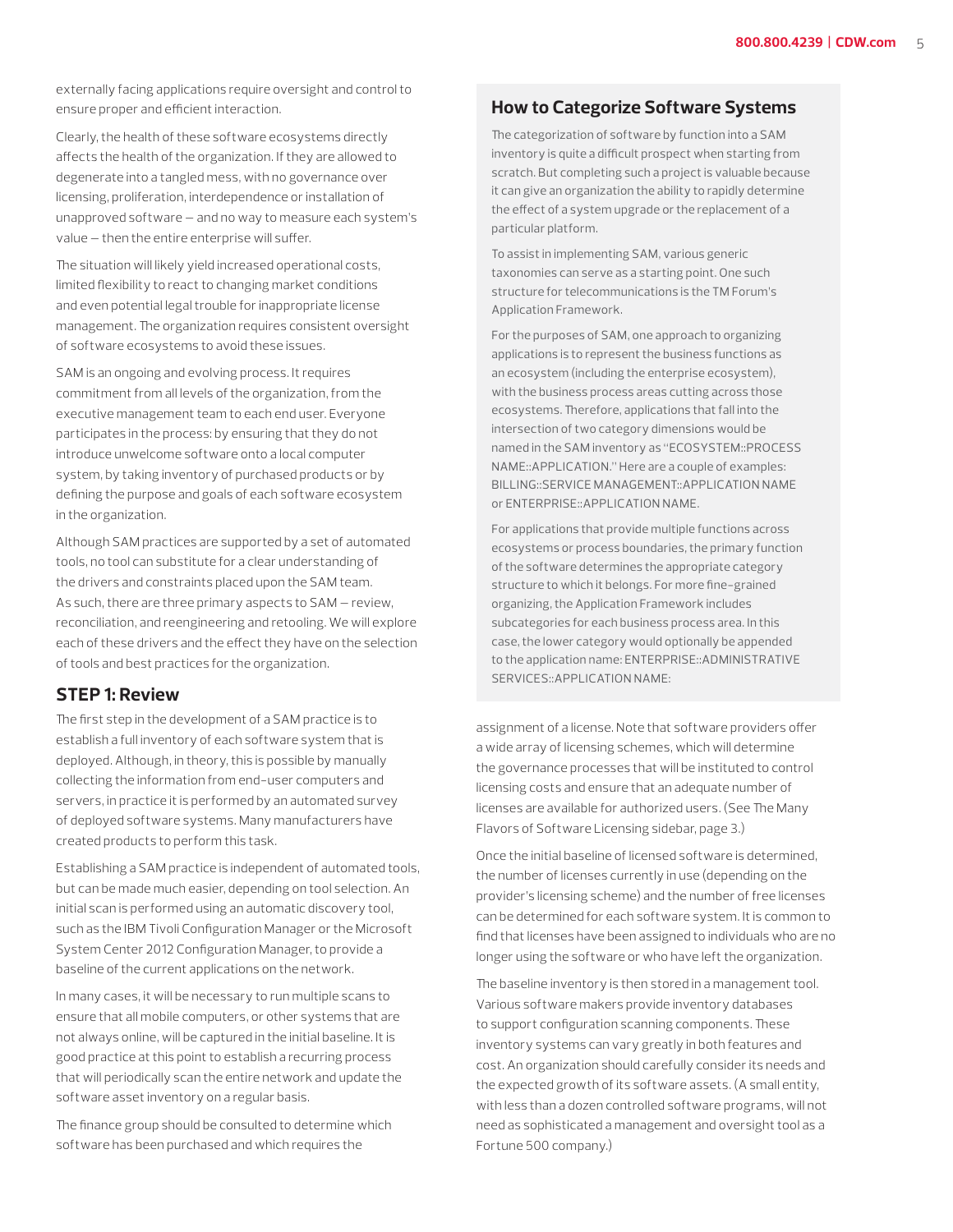externally facing applications require oversight and control to ensure proper and efficient interaction.

Clearly, the health of these software ecosystems directly affects the health of the organization. If they are allowed to degenerate into a tangled mess, with no governance over licensing, proliferation, interdependence or installation of unapproved software — and no way to measure each system's value — then the entire enterprise will suffer.

The situation will likely yield increased operational costs, limited flexibility to react to changing market conditions and even potential legal trouble for inappropriate license management. The organization requires consistent oversight of software ecosystems to avoid these issues.

SAM is an ongoing and evolving process. It requires commitment from all levels of the organization, from the executive management team to each end user. Everyone participates in the process: by ensuring that they do not introduce unwelcome software onto a local computer system, by taking inventory of purchased products or by defining the purpose and goals of each software ecosystem in the organization.

Although SAM practices are supported by a set of automated tools, no tool can substitute for a clear understanding of the drivers and constraints placed upon the SAM team. As such, there are three primary aspects to SAM — review, reconciliation, and reengineering and retooling. We will explore each of these drivers and the effect they have on the selection of tools and best practices for the organization.

## STEP 1: Review

The first step in the development of a SAM practice is to establish a full inventory of each software system that is deployed. Although, in theory, this is possible by manually collecting the information from end-user computers and servers, in practice it is performed by an automated survey of deployed software systems. Many manufacturers have created products to perform this task.

Establishing a SAM practice is independent of automated tools, but can be made much easier, depending on tool selection. An initial scan is performed using an automatic discovery tool, such as the IBM Tivoli Configuration Manager or the Microsoft System Center 2012 Configuration Manager, to provide a baseline of the current applications on the network.

In many cases, it will be necessary to run multiple scans to ensure that all mobile computers, or other systems that are not always online, will be captured in the initial baseline. It is good practice at this point to establish a recurring process that will periodically scan the entire network and update the software asset inventory on a regular basis.

The finance group should be consulted to determine which software has been purchased and which requires the assignment of a license. Note that software providers offer a wide array of licensing schemes, which will determine the governance processes that will be instituted to control licensing costs and ensure that an adequate number of licenses are available for authorized users. (See The Many Flavors of Software Licensing sidebar, page 3.)

Once the initial baseline of licensed software is determined, the number of licenses currently in use (depending on the provider's licensing scheme) and the number of free licenses can be determined for each software system. It is common to find that licenses have been assigned to individuals who are no longer using the software or who have left the organization.

The baseline inventory is then stored in a management tool. Various software makers provide inventory databases to support configuration scanning components. These inventory systems can vary greatly in both features and cost. An organization should carefully consider its needs and the expected growth of its software assets. (A small entity, with less than a dozen controlled software programs, will not need as sophisticated a management and oversight tool as a Fortune 500 company.)

## How to Categorize Software Systems

The categorization of software by function into a SAM inventory is quite a difficult prospect when starting from scratch. But completing such a project is valuable because it can give an organization the ability to rapidly determine the effect of a system upgrade or the replacement of a particular platform.

To assist in implementing SAM, various generic taxonomies can serve as a starting point. One such structure for telecommunications is the TM Forum's Application Framework.

For the purposes of SAM, one approach to organizing applications is to represent the business functions as an ecosystem (including the enterprise ecosystem), with the business process areas cutting across those ecosystems. Therefore, applications that fall into the intersection of two category dimensions would be named in the SAM inventory as "ECOSYSTEM::PROCESS NAME::APPLICATION." Here are a couple of examples: BILLING::SERVICE MANAGEMENT::APPLICATION NAME or ENTERPRISE::APPLICATION NAME.

For applications that provide multiple functions across ecosystems or process boundaries, the primary function of the software determines the appropriate category structure to which it belongs. For more fine-grained organizing, the Application Framework includes subcategories for each business process area. In this case, the lower category would optionally be appended to the application name: ENTERPRISE::ADMINISTRATIVE SERVICES::APPLICATION NAME: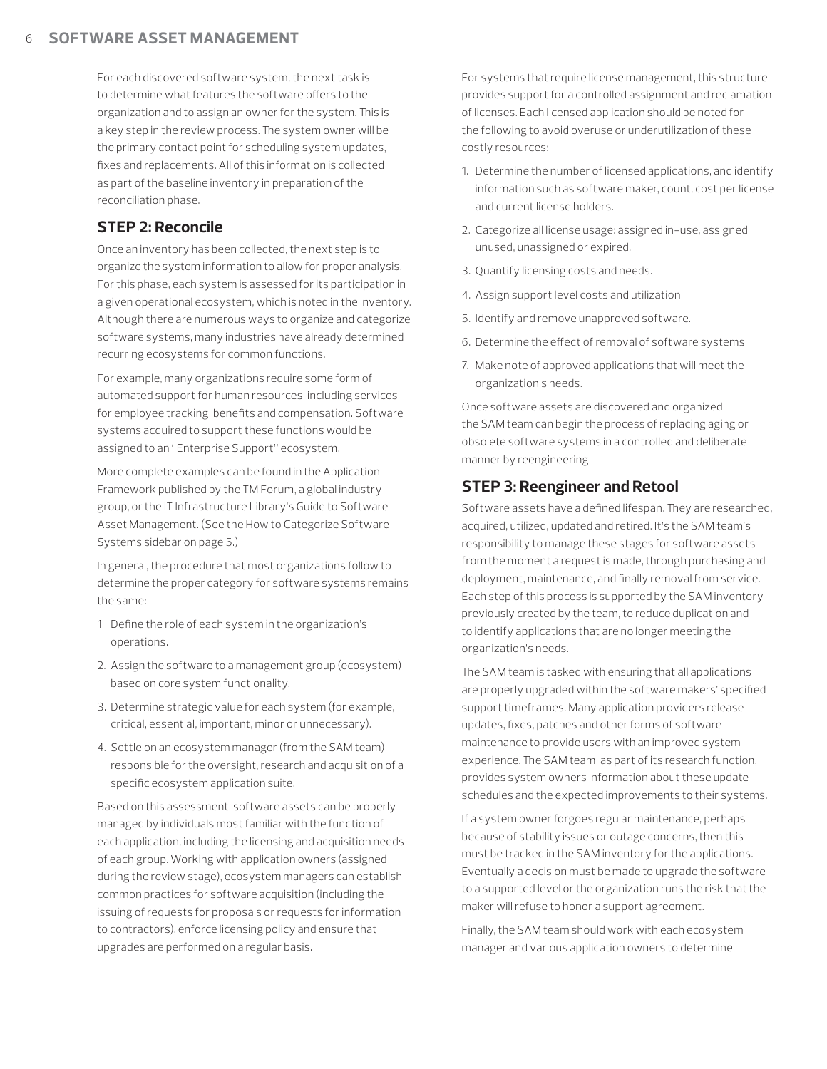For each discovered software system, the next task is to determine what features the software offers to the organization and to assign an owner for the system. This is a key step in the review process. The system owner will be the primary contact point for scheduling system updates, fixes and replacements. All of this information is collected as part of the baseline inventory in preparation of the reconciliation phase.

## STEP 2: Reconcile

Once an inventory has been collected, the next step is to organize the system information to allow for proper analysis. For this phase, each system is assessed for its participation in a given operational ecosystem, which is noted in the inventory. Although there are numerous ways to organize and categorize software systems, many industries have already determined recurring ecosystems for common functions.

For example, many organizations require some form of automated support for human resources, including services for employee tracking, benefits and compensation. Software systems acquired to support these functions would be assigned to an "Enterprise Support" ecosystem.

More complete examples can be found in the Application Framework published by the TM Forum, a global industry group, or the IT Infrastructure Library's Guide to Software Asset Management. (See the How to Categorize Software Systems sidebar on page 5.)

In general, the procedure that most organizations follow to determine the proper category for software systems remains the same:

1. Define the role of each system in the organization's operations.
2. Assign the software to a management group (ecosystem) based on core system functionality.
3. Determine strategic value for each system (for example, critical, essential, important, minor or unnecessary).
4. Settle on an ecosystem manager (from the SAM team) responsible for the oversight, research and acquisition of a specific ecosystem application suite.

Based on this assessment, software assets can be properly managed by individuals most familiar with the function of each application, including the licensing and acquisition needs of each group. Working with application owners (assigned during the review stage), ecosystem managers can establish common practices for software acquisition (including the issuing of requests for proposals or requests for information to contractors), enforce licensing policy and ensure that upgrades are performed on a regular basis.

For systems that require license management, this structure provides support for a controlled assignment and reclamation of licenses. Each licensed application should be noted for the following to avoid overuse or underutilization of these costly resources:

1. Determine the number of licensed applications, and identify information such as software maker, count, cost per license and current license holders.
2. Categorize all license usage: assigned in-use, assigned unused, unassigned or expired.
3. Quantify licensing costs and needs.
4. Assign support level costs and utilization.
5. Identify and remove unapproved software.
6. Determine the effect of removal of software systems.
7. Make note of approved applications that will meet the organization's needs.

Once software assets are discovered and organized, the SAM team can begin the process of replacing aging or obsolete software systems in a controlled and deliberate manner by reengineering.

## STEP 3: Reengineer and Retool

Software assets have a defined lifespan. They are researched, acquired, utilized, updated and retired. It's the SAM team's responsibility to manage these stages for software assets from the moment a request is made, through purchasing and deployment, maintenance, and finally removal from service. Each step of this process is supported by the SAM inventory previously created by the team, to reduce duplication and to identify applications that are no longer meeting the organization's needs.

The SAM team is tasked with ensuring that all applications are properly upgraded within the software makers' specified support timeframes. Many application providers release updates, fixes, patches and other forms of software maintenance to provide users with an improved system experience. The SAM team, as part of its research function, provides system owners information about these update schedules and the expected improvements to their systems.

If a system owner forgoes regular maintenance, perhaps because of stability issues or outage concerns, then this must be tracked in the SAM inventory for the applications. Eventually a decision must be made to upgrade the software to a supported level or the organization runs the risk that the maker will refuse to honor a support agreement.

Finally, the SAM team should work with each ecosystem manager and various application owners to determine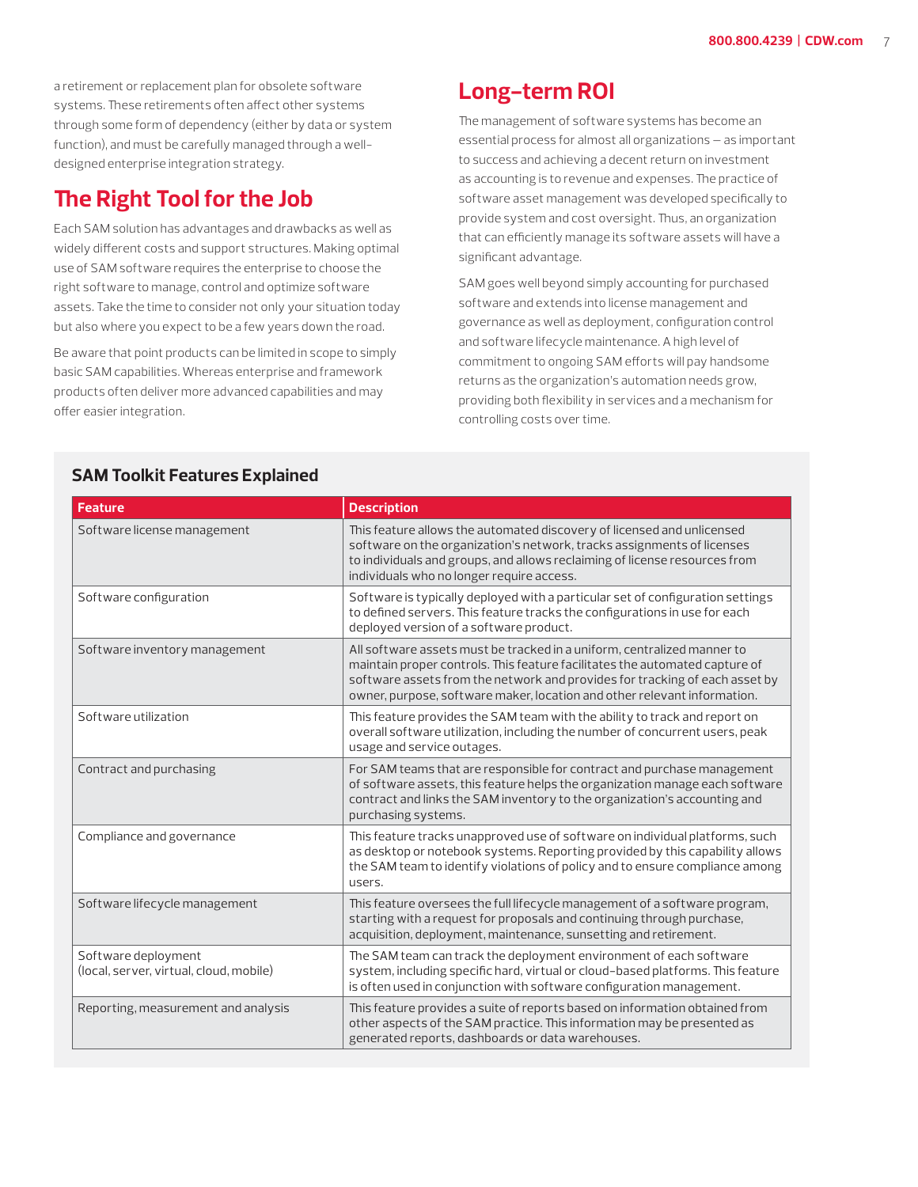a retirement or replacement plan for obsolete software systems. These retirements often affect other systems through some form of dependency (either by data or system function), and must be carefully managed through a well-designed enterprise integration strategy.

## The Right Tool for the Job

Each SAM solution has advantages and drawbacks as well as widely different costs and support structures. Making optimal use of SAM software requires the enterprise to choose the right software to manage, control and optimize software assets. Take the time to consider not only your situation today but also where you expect to be a few years down the road.

Be aware that point products can be limited in scope to simply basic SAM capabilities. Whereas enterprise and framework products often deliver more advanced capabilities and may offer easier integration.

## Long-term ROI

The management of software systems has become an essential process for almost all organizations — as important to success and achieving a decent return on investment as accounting is to revenue and expenses. The practice of software asset management was developed specifically to provide system and cost oversight. Thus, an organization that can efficiently manage its software assets will have a significant advantage.

SAM goes well beyond simply accounting for purchased software and extends into license management and governance as well as deployment, configuration control and software lifecycle maintenance. A high level of commitment to ongoing SAM efforts will pay handsome returns as the organization's automation needs grow, providing both flexibility in services and a mechanism for controlling costs over time.

### SAM Toolkit Features Explained

| Feature | Description |
|---|---|
| Software license management | This feature allows the automated discovery of licensed and unlicensed software on the organization's network, tracks assignments of licenses to individuals and groups, and allows reclaiming of license resources from individuals who no longer require access. |
| Software configuration | Software is typically deployed with a particular set of configuration settings to defined servers. This feature tracks the configurations in use for each deployed version of a software product. |
| Software inventory management | All software assets must be tracked in a uniform, centralized manner to maintain proper controls. This feature facilitates the automated capture of software assets from the network and provides for tracking of each asset by owner, purpose, software maker, location and other relevant information. |
| Software utilization | This feature provides the SAM team with the ability to track and report on overall software utilization, including the number of concurrent users, peak usage and service outages. |
| Contract and purchasing | For SAM teams that are responsible for contract and purchase management of software assets, this feature helps the organization manage each software contract and links the SAM inventory to the organization's accounting and purchasing systems. |
| Compliance and governance | This feature tracks unapproved use of software on individual platforms, such as desktop or notebook systems. Reporting provided by this capability allows the SAM team to identify violations of policy and to ensure compliance among users. |
| Software lifecycle management | This feature oversees the full lifecycle management of a software program, starting with a request for proposals and continuing through purchase, acquisition, deployment, maintenance, sunsetting and retirement. |
| Software deployment (local, server, virtual, cloud, mobile) | The SAM team can track the deployment environment of each software system, including specific hard, virtual or cloud-based platforms. This feature is often used in conjunction with software configuration management. |
| Reporting, measurement and analysis | This feature provides a suite of reports based on information obtained from other aspects of the SAM practice. This information may be presented as generated reports, dashboards or data warehouses. |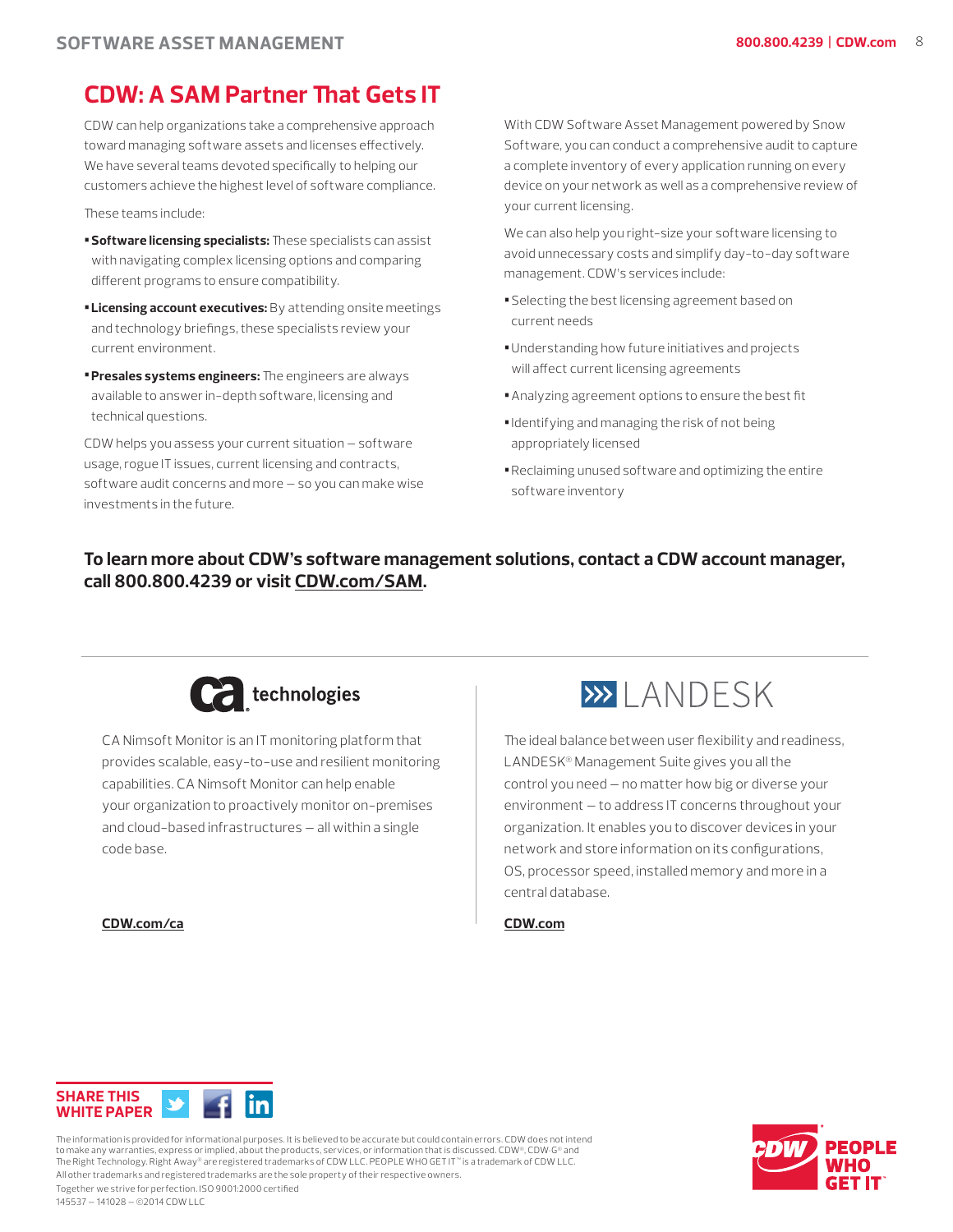## CDW: A SAM Partner That Gets IT

CDW can help organizations take a comprehensive approach toward managing software assets and licenses effectively. We have several teams devoted specifically to helping our customers achieve the highest level of software compliance.

These teams include:

- **Software licensing specialists:** These specialists can assist with navigating complex licensing options and comparing different programs to ensure compatibility.
- **Licensing account executives:** By attending onsite meetings and technology briefings, these specialists review your current environment.
- **Presales systems engineers:** The engineers are always available to answer in-depth software, licensing and technical questions.

CDW helps you assess your current situation – software usage, rogue IT issues, current licensing and contracts, software audit concerns and more – so you can make wise investments in the future.

With CDW Software Asset Management powered by Snow Software, you can conduct a comprehensive audit to capture a complete inventory of every application running on every device on your network as well as a comprehensive review of your current licensing.

We can also help you right-size your software licensing to avoid unnecessary costs and simplify day-to-day software management. CDW's services include:

- Selecting the best licensing agreement based on current needs
- Understanding how future initiatives and projects will affect current licensing agreements
- Analyzing agreement options to ensure the best fit
- Identifying and managing the risk of not being appropriately licensed
- Reclaiming unused software and optimizing the entire software inventory

**To learn more about CDW's software management solutions, contact a CDW account manager, call 800.800.4239 or visit CDW.com/SAM.**

---

ca technologies

CA Nimsoft Monitor is an IT monitoring platform that provides scalable, easy-to-use and resilient monitoring capabilities. CA Nimsoft Monitor can help enable your organization to proactively monitor on-premises and cloud-based infrastructures – all within a single code base.

**CDW.com/ca**

LANDESK

The ideal balance between user flexibility and readiness, LANDESK® Management Suite gives you all the control you need – no matter how big or diverse your environment – to address IT concerns throughout your organization. It enables you to discover devices in your network and store information on its configurations, OS, processor speed, installed memory and more in a central database.

**CDW.com**

**SHARE THIS WHITE PAPER**

The information is provided for informational purposes. It is believed to be accurate but could contain errors. CDW does not intend to make any warranties, express or implied, about the products, services, or information that is discussed. CDW®, CDW·G® and The Right Technology. Right Away® are registered trademarks of CDW LLC. PEOPLE WHO GET IT™ is a trademark of CDW LLC. All other trademarks and registered trademarks are the sole property of their respective owners.

Together we strive for perfection. ISO 9001:2000 certified

145537 – 141028 – ©2014 CDW LLC

CDW PEOPLE WHO GET IT™